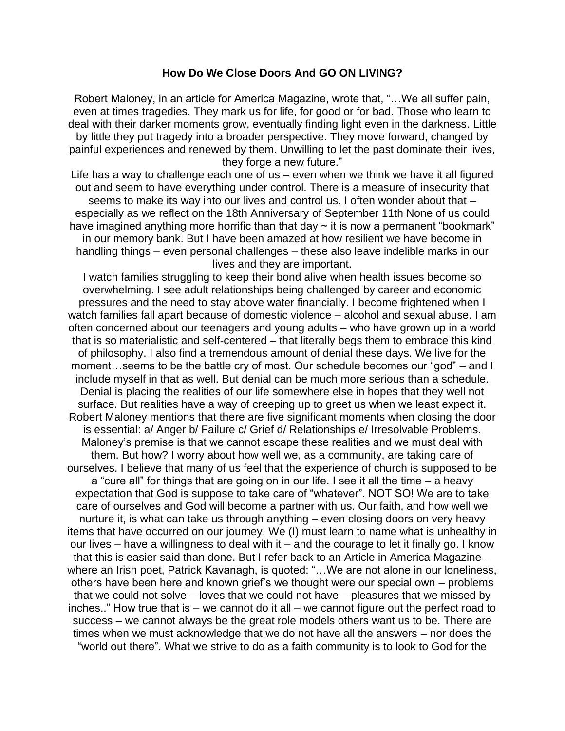**How Do We Close Doors And GO ON LIVING?**

Robert Maloney, in an article for America Magazine, wrote that, "…We all suffer pain, even at times tragedies. They mark us for life, for good or for bad. Those who learn to deal with their darker moments grow, eventually finding light even in the darkness. Little by little they put tragedy into a broader perspective. They move forward, changed by painful experiences and renewed by them. Unwilling to let the past dominate their lives, they forge a new future."

Life has a way to challenge each one of us – even when we think we have it all figured out and seem to have everything under control. There is a measure of insecurity that seems to make its way into our lives and control us. I often wonder about that – especially as we reflect on the 18th Anniversary of September 11th None of us could have imagined anything more horrific than that day ~ it is now a permanent "bookmark" in our memory bank. But I have been amazed at how resilient we have become in handling things – even personal challenges – these also leave indelible marks in our lives and they are important.

I watch families struggling to keep their bond alive when health issues become so overwhelming. I see adult relationships being challenged by career and economic pressures and the need to stay above water financially. I become frightened when I watch families fall apart because of domestic violence – alcohol and sexual abuse. I am often concerned about our teenagers and young adults – who have grown up in a world that is so materialistic and self-centered – that literally begs them to embrace this kind of philosophy. I also find a tremendous amount of denial these days. We live for the moment…seems to be the battle cry of most. Our schedule becomes our "god" – and I include myself in that as well. But denial can be much more serious than a schedule. Denial is placing the realities of our life somewhere else in hopes that they well not surface. But realities have a way of creeping up to greet us when we least expect it. Robert Maloney mentions that there are five significant moments when closing the door is essential: a/ Anger b/ Failure c/ Grief d/ Relationships e/ Irresolvable Problems. Maloney's premise is that we cannot escape these realities and we must deal with them. But how? I worry about how well we, as a community, are taking care of ourselves. I believe that many of us feel that the experience of church is supposed to be a "cure all" for things that are going on in our life. I see it all the time – a heavy expectation that God is suppose to take care of "whatever". NOT SO! We are to take care of ourselves and God will become a partner with us. Our faith, and how well we nurture it, is what can take us through anything – even closing doors on very heavy items that have occurred on our journey. We (I) must learn to name what is unhealthy in our lives – have a willingness to deal with it – and the courage to let it finally go. I know that this is easier said than done. But I refer back to an Article in America Magazine – where an Irish poet, Patrick Kavanagh, is quoted: "…We are not alone in our loneliness, others have been here and known grief's we thought were our special own – problems that we could not solve – loves that we could not have – pleasures that we missed by inches.." How true that is – we cannot do it all – we cannot figure out the perfect road to success – we cannot always be the great role models others want us to be. There are times when we must acknowledge that we do not have all the answers – nor does the "world out there". What we strive to do as a faith community is to look to God for the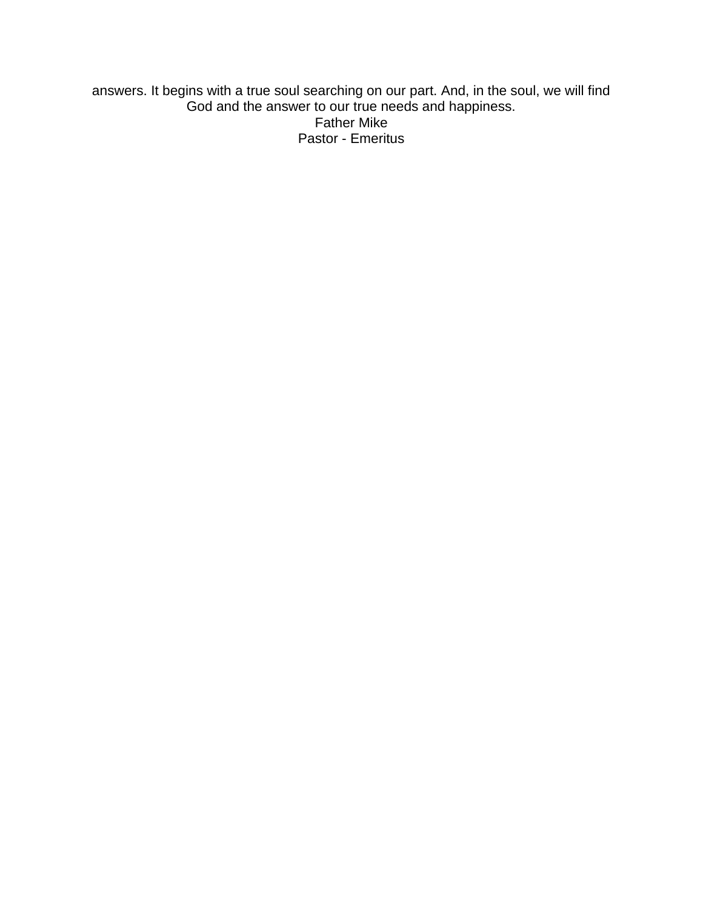answers. It begins with a true soul searching on our part. And, in the soul, we will find God and the answer to our true needs and happiness.

Father Mike
Pastor - Emeritus